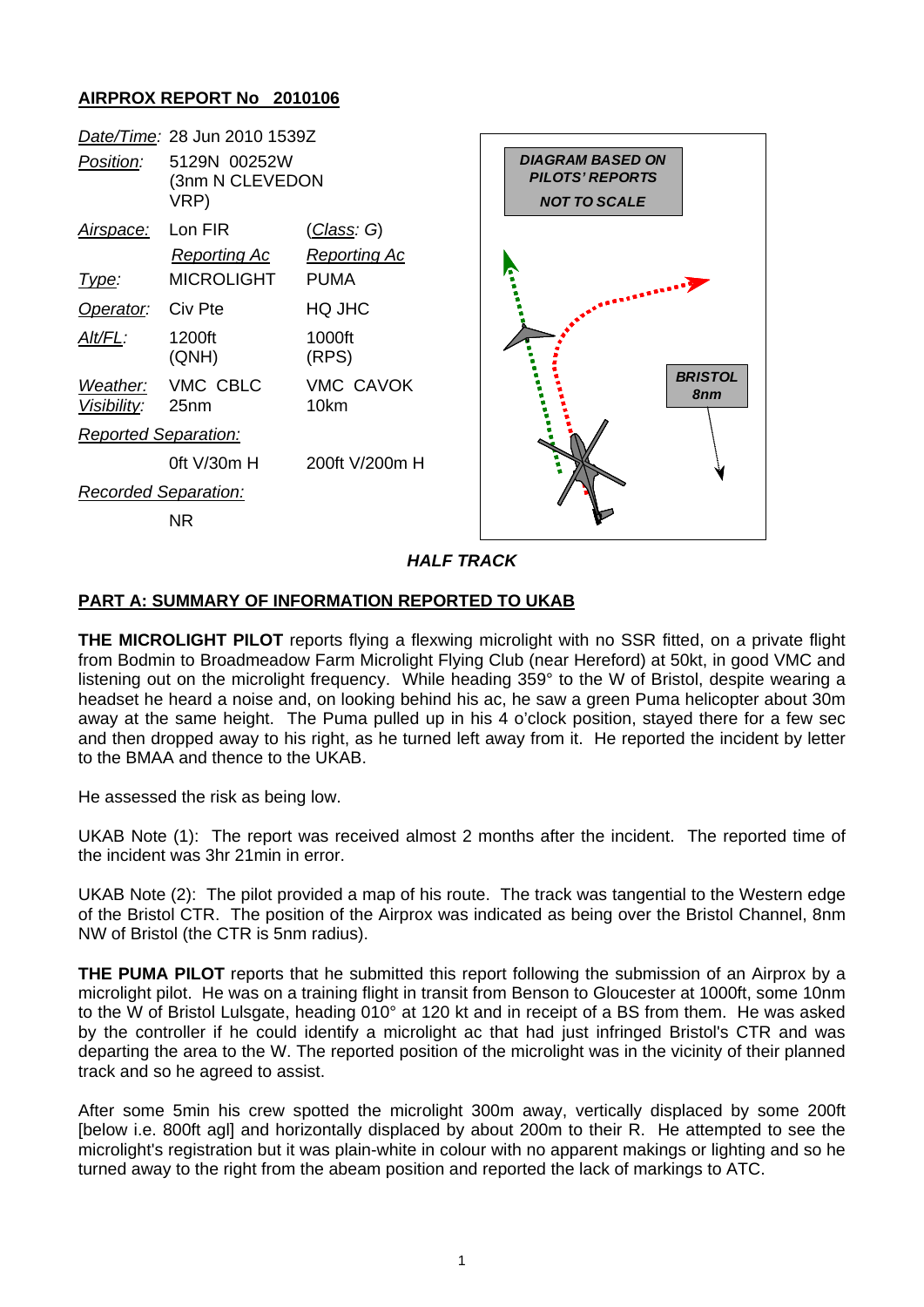## AIRPROX REPORT No 2010106

| | | |
|---|---|---|
| *Date/Time:* | 28 Jun 2010 1539Z | |
| *Position:* | 5129N 00252W (3nm N CLEVEDON VRP) | |
| *Airspace:* | Lon FIR | (*Class: G*) |
| | *Reporting Ac* | *Reporting Ac* |
| *Type:* | MICROLIGHT | PUMA |
| *Operator:* | Civ Pte | HQ JHC |
| *Alt/FL:* | 1200ft (QNH) | 1000ft (RPS) |
| *Weather:* *Visibility:* | VMC CBLC 25nm | VMC CAVOK 10km |
| *Reported Separation:* | | |
| | 0ft V/30m H | 200ft V/200m H |
| *Recorded Separation:* | | |
| | NR | |

DIAGRAM BASED ON PILOTS' REPORTS NOT TO SCALE

BRISTOL 8nm

***HALF TRACK***

### PART A: SUMMARY OF INFORMATION REPORTED TO UKAB

**THE MICROLIGHT PILOT** reports flying a flexwing microlight with no SSR fitted, on a private flight from Bodmin to Broadmeadow Farm Microlight Flying Club (near Hereford) at 50kt, in good VMC and listening out on the microlight frequency. While heading 359° to the W of Bristol, despite wearing a headset he heard a noise and, on looking behind his ac, he saw a green Puma helicopter about 30m away at the same height. The Puma pulled up in his 4 o'clock position, stayed there for a few sec and then dropped away to his right, as he turned left away from it. He reported the incident by letter to the BMAA and thence to the UKAB.

He assessed the risk as being low.

UKAB Note (1): The report was received almost 2 months after the incident. The reported time of the incident was 3hr 21min in error.

UKAB Note (2): The pilot provided a map of his route. The track was tangential to the Western edge of the Bristol CTR. The position of the Airprox was indicated as being over the Bristol Channel, 8nm NW of Bristol (the CTR is 5nm radius).

**THE PUMA PILOT** reports that he submitted this report following the submission of an Airprox by a microlight pilot. He was on a training flight in transit from Benson to Gloucester at 1000ft, some 10nm to the W of Bristol Lulsgate, heading 010° at 120 kt and in receipt of a BS from them. He was asked by the controller if he could identify a microlight ac that had just infringed Bristol's CTR and was departing the area to the W. The reported position of the microlight was in the vicinity of their planned track and so he agreed to assist.

After some 5min his crew spotted the microlight 300m away, vertically displaced by some 200ft [below i.e. 800ft agl] and horizontally displaced by about 200m to their R. He attempted to see the microlight's registration but it was plain-white in colour with no apparent makings or lighting and so he turned away to the right from the abeam position and reported the lack of markings to ATC.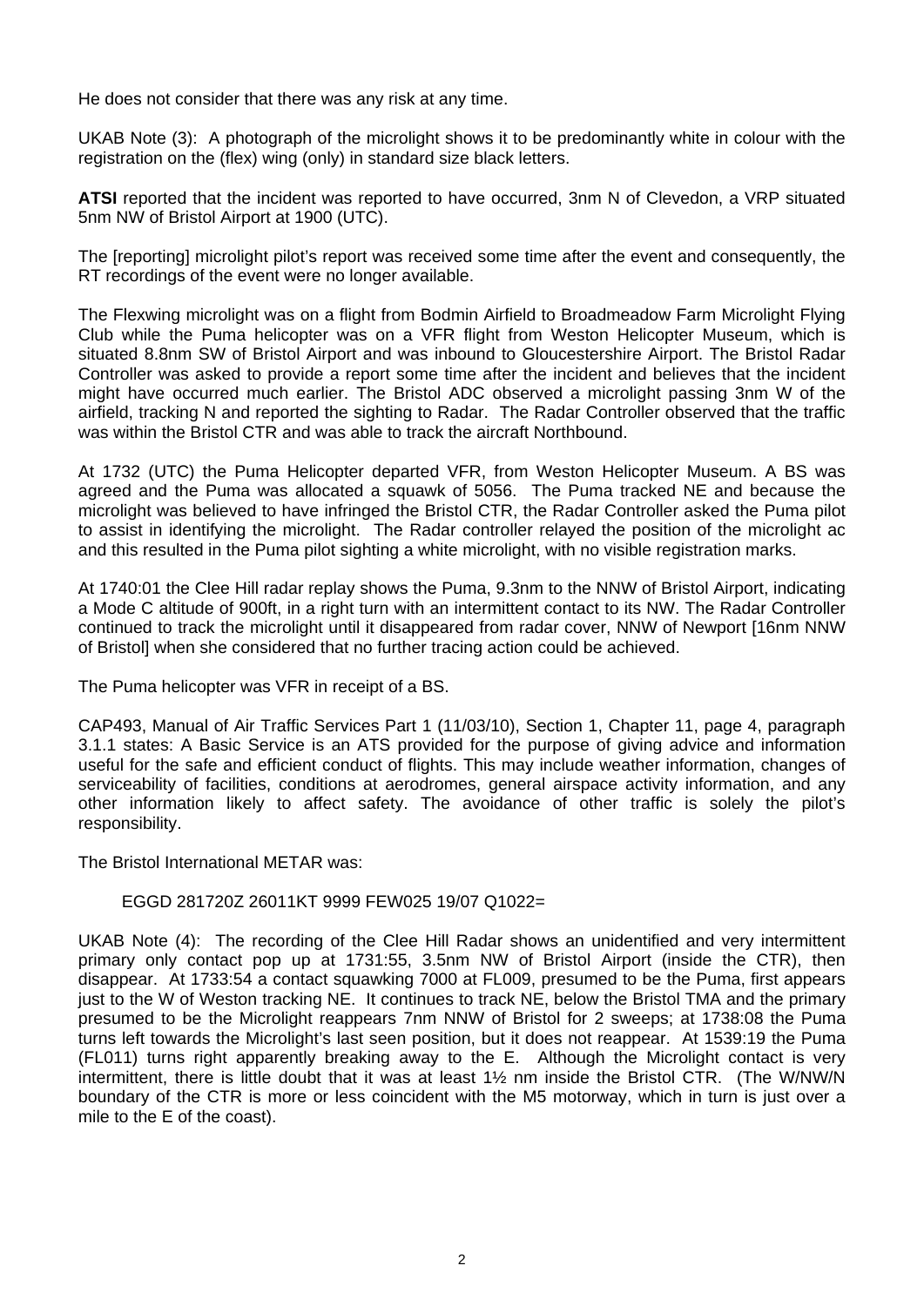He does not consider that there was any risk at any time.

UKAB Note (3): A photograph of the microlight shows it to be predominantly white in colour with the registration on the (flex) wing (only) in standard size black letters.

**ATSI** reported that the incident was reported to have occurred, 3nm N of Clevedon, a VRP situated 5nm NW of Bristol Airport at 1900 (UTC).

The [reporting] microlight pilot's report was received some time after the event and consequently, the RT recordings of the event were no longer available.

The Flexwing microlight was on a flight from Bodmin Airfield to Broadmeadow Farm Microlight Flying Club while the Puma helicopter was on a VFR flight from Weston Helicopter Museum, which is situated 8.8nm SW of Bristol Airport and was inbound to Gloucestershire Airport. The Bristol Radar Controller was asked to provide a report some time after the incident and believes that the incident might have occurred much earlier. The Bristol ADC observed a microlight passing 3nm W of the airfield, tracking N and reported the sighting to Radar. The Radar Controller observed that the traffic was within the Bristol CTR and was able to track the aircraft Northbound.

At 1732 (UTC) the Puma Helicopter departed VFR, from Weston Helicopter Museum. A BS was agreed and the Puma was allocated a squawk of 5056. The Puma tracked NE and because the microlight was believed to have infringed the Bristol CTR, the Radar Controller asked the Puma pilot to assist in identifying the microlight. The Radar controller relayed the position of the microlight ac and this resulted in the Puma pilot sighting a white microlight, with no visible registration marks.

At 1740:01 the Clee Hill radar replay shows the Puma, 9.3nm to the NNW of Bristol Airport, indicating a Mode C altitude of 900ft, in a right turn with an intermittent contact to its NW. The Radar Controller continued to track the microlight until it disappeared from radar cover, NNW of Newport [16nm NNW of Bristol] when she considered that no further tracing action could be achieved.

The Puma helicopter was VFR in receipt of a BS.

CAP493, Manual of Air Traffic Services Part 1 (11/03/10), Section 1, Chapter 11, page 4, paragraph 3.1.1 states: A Basic Service is an ATS provided for the purpose of giving advice and information useful for the safe and efficient conduct of flights. This may include weather information, changes of serviceability of facilities, conditions at aerodromes, general airspace activity information, and any other information likely to affect safety. The avoidance of other traffic is solely the pilot's responsibility.

The Bristol International METAR was:

EGGD 281720Z 26011KT 9999 FEW025 19/07 Q1022=

UKAB Note (4): The recording of the Clee Hill Radar shows an unidentified and very intermittent primary only contact pop up at 1731:55, 3.5nm NW of Bristol Airport (inside the CTR), then disappear. At 1733:54 a contact squawking 7000 at FL009, presumed to be the Puma, first appears just to the W of Weston tracking NE. It continues to track NE, below the Bristol TMA and the primary presumed to be the Microlight reappears 7nm NNW of Bristol for 2 sweeps; at 1738:08 the Puma turns left towards the Microlight's last seen position, but it does not reappear. At 1539:19 the Puma (FL011) turns right apparently breaking away to the E. Although the Microlight contact is very intermittent, there is little doubt that it was at least 1½ nm inside the Bristol CTR. (The W/NW/N boundary of the CTR is more or less coincident with the M5 motorway, which in turn is just over a mile to the E of the coast).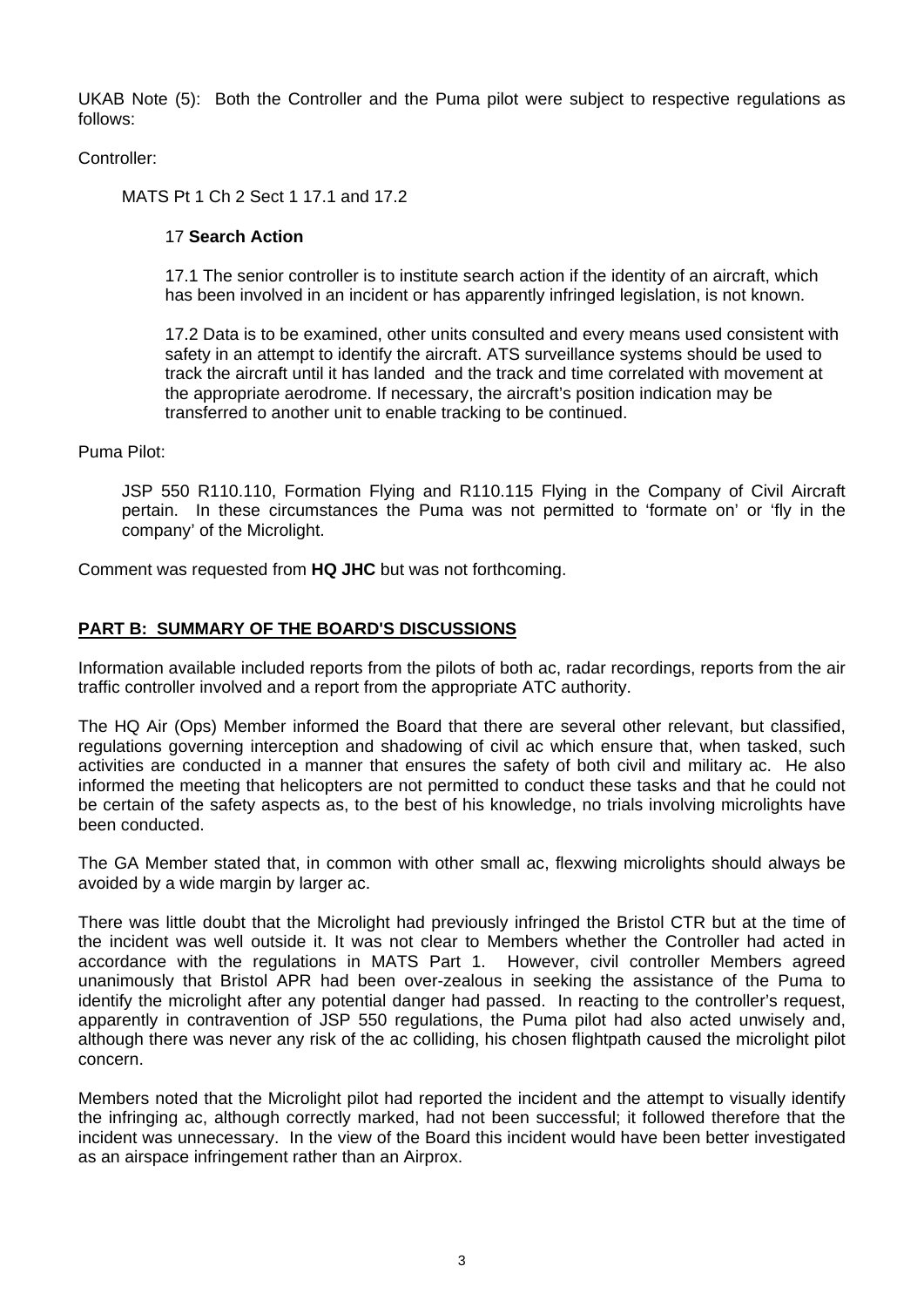UKAB Note (5): Both the Controller and the Puma pilot were subject to respective regulations as follows:

Controller:

MATS Pt 1 Ch 2 Sect 1 17.1 and 17.2

17 **Search Action**

17.1 The senior controller is to institute search action if the identity of an aircraft, which has been involved in an incident or has apparently infringed legislation, is not known.

17.2 Data is to be examined, other units consulted and every means used consistent with safety in an attempt to identify the aircraft. ATS surveillance systems should be used to track the aircraft until it has landed and the track and time correlated with movement at the appropriate aerodrome. If necessary, the aircraft's position indication may be transferred to another unit to enable tracking to be continued.

Puma Pilot:

JSP 550 R110.110, Formation Flying and R110.115 Flying in the Company of Civil Aircraft pertain. In these circumstances the Puma was not permitted to 'formate on' or 'fly in the company' of the Microlight.

Comment was requested from **HQ JHC** but was not forthcoming.

## PART B: SUMMARY OF THE BOARD'S DISCUSSIONS

Information available included reports from the pilots of both ac, radar recordings, reports from the air traffic controller involved and a report from the appropriate ATC authority.

The HQ Air (Ops) Member informed the Board that there are several other relevant, but classified, regulations governing interception and shadowing of civil ac which ensure that, when tasked, such activities are conducted in a manner that ensures the safety of both civil and military ac. He also informed the meeting that helicopters are not permitted to conduct these tasks and that he could not be certain of the safety aspects as, to the best of his knowledge, no trials involving microlights have been conducted.

The GA Member stated that, in common with other small ac, flexwing microlights should always be avoided by a wide margin by larger ac.

There was little doubt that the Microlight had previously infringed the Bristol CTR but at the time of the incident was well outside it. It was not clear to Members whether the Controller had acted in accordance with the regulations in MATS Part 1. However, civil controller Members agreed unanimously that Bristol APR had been over-zealous in seeking the assistance of the Puma to identify the microlight after any potential danger had passed. In reacting to the controller's request, apparently in contravention of JSP 550 regulations, the Puma pilot had also acted unwisely and, although there was never any risk of the ac colliding, his chosen flightpath caused the microlight pilot concern.

Members noted that the Microlight pilot had reported the incident and the attempt to visually identify the infringing ac, although correctly marked, had not been successful; it followed therefore that the incident was unnecessary. In the view of the Board this incident would have been better investigated as an airspace infringement rather than an Airprox.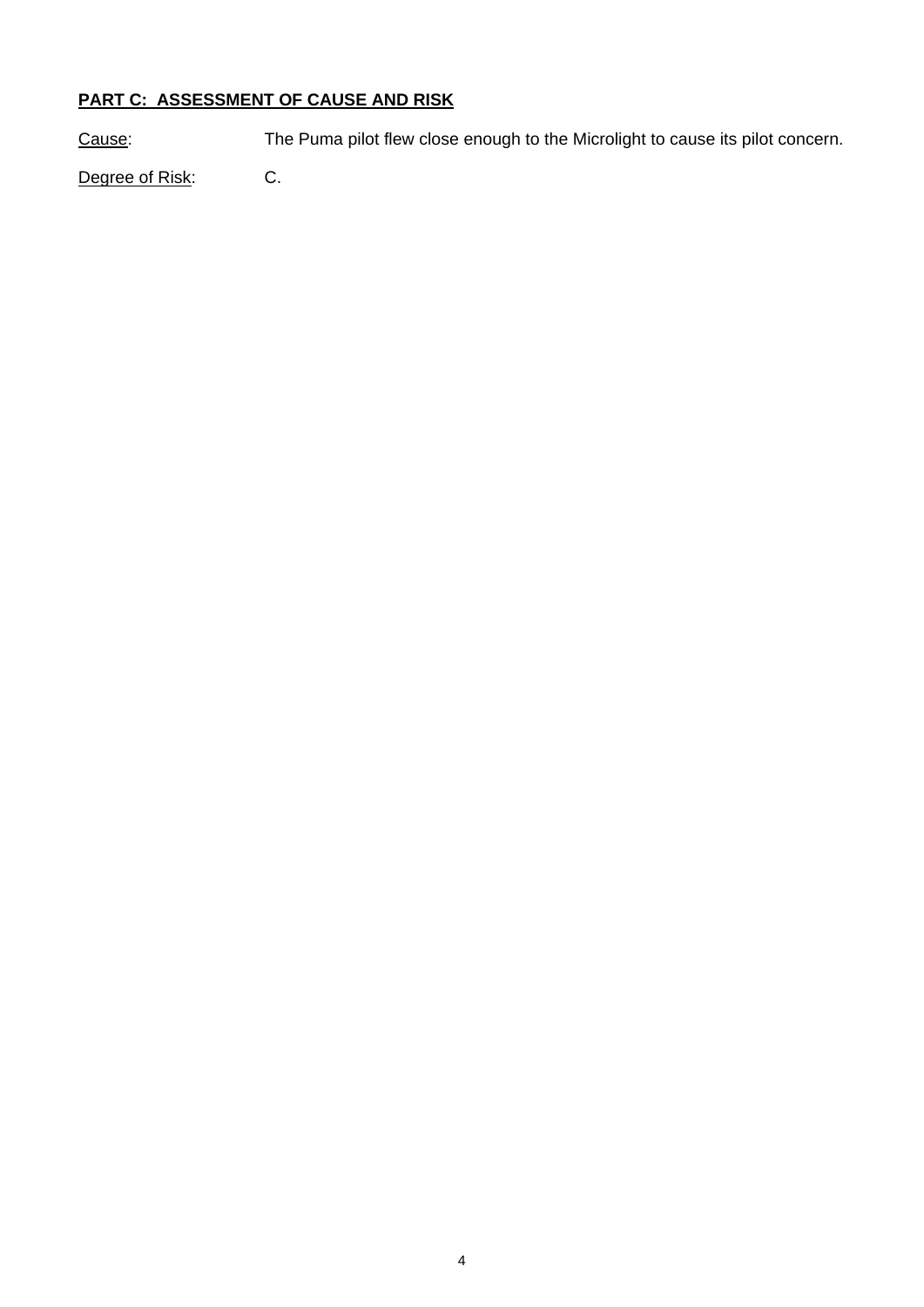**PART C: ASSESSMENT OF CAUSE AND RISK**

Cause: The Puma pilot flew close enough to the Microlight to cause its pilot concern.

Degree of Risk: C.